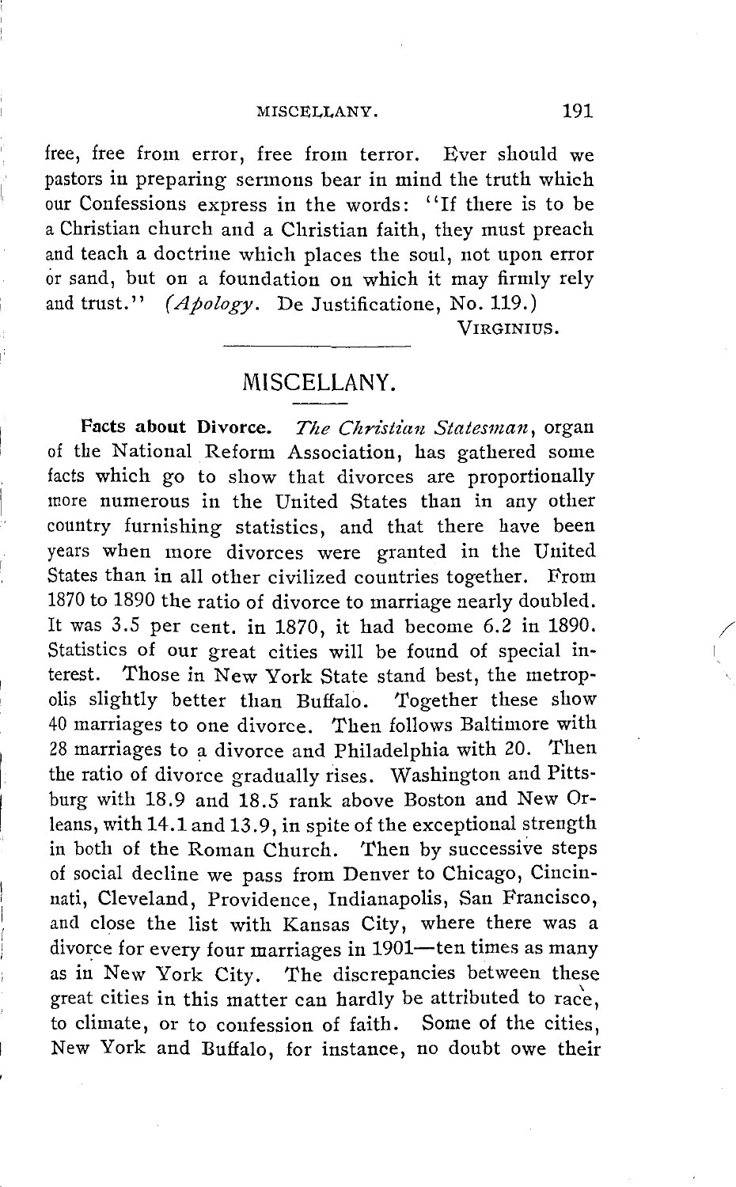free, free from error, free from terror. Ever should we pastors in preparing sermons bear in mind the truth which our Confessions express in the words: "If there is to be a Christian church and a Christian faith, they must preach and teach a doctrine which places the soul, not upon error or sand, but on a foundation on which it may firmly rely and trust." (*Apology*. De Justificatione, No. 119.)

VIRGINIUS.

---

## MISCELLANY.

**Facts about Divorce.** *The Christian Statesman*, organ of the National Reform Association, has gathered some facts which go to show that divorces are proportionally more numerous in the United States than in any other country furnishing statistics, and that there have been years when more divorces were granted in the United States than in all other civilized countries together. From 1870 to 1890 the ratio of divorce to marriage nearly doubled. It was 3.5 per cent. in 1870, it had become 6.2 in 1890. Statistics of our great cities will be found of special interest. Those in New York State stand best, the metropolis slightly better than Buffalo. Together these show 40 marriages to one divorce. Then follows Baltimore with 28 marriages to a divorce and Philadelphia with 20. Then the ratio of divorce gradually rises. Washington and Pittsburg with 18.9 and 18.5 rank above Boston and New Orleans, with 14.1 and 13.9, in spite of the exceptional strength in both of the Roman Church. Then by successive steps of social decline we pass from Denver to Chicago, Cincinnati, Cleveland, Providence, Indianapolis, San Francisco, and close the list with Kansas City, where there was a divorce for every four marriages in 1901—ten times as many as in New York City. The discrepancies between these great cities in this matter can hardly be attributed to race, to climate, or to confession of faith. Some of the cities, New York and Buffalo, for instance, no doubt owe their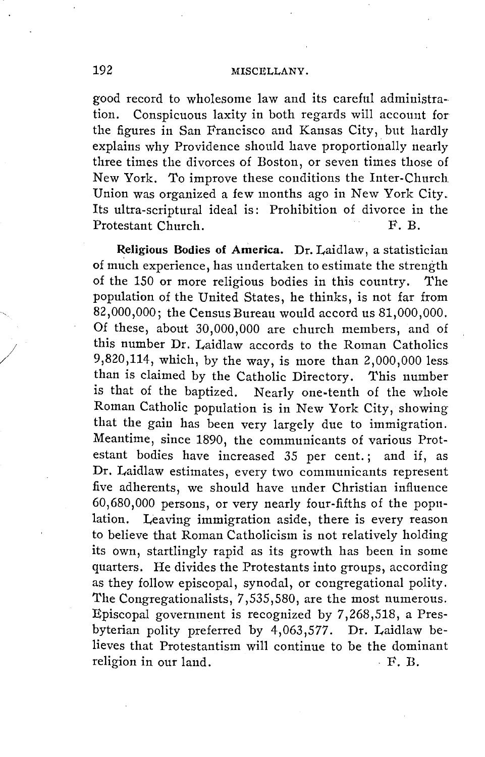good record to wholesome law and its careful administration. Conspicuous laxity in both regards will account for the figures in San Francisco and Kansas City, but hardly explains why Providence should have proportionally nearly three times the divorces of Boston, or seven times those of New York. To improve these conditions the Inter-Church Union was organized a few months ago in New York City. Its ultra-scriptural ideal is: Prohibition of divorce in the Protestant Church.

F. B.

**Religious Bodies of America.** Dr. Laidlaw, a statistician of much experience, has undertaken to estimate the strength of the 150 or more religious bodies in this country. The population of the United States, he thinks, is not far from 82,000,000; the Census Bureau would accord us 81,000,000. Of these, about 30,000,000 are church members, and of this number Dr. Laidlaw accords to the Roman Catholics 9,820,114, which, by the way, is more than 2,000,000 less than is claimed by the Catholic Directory. This number is that of the baptized. Nearly one-tenth of the whole Roman Catholic population is in New York City, showing that the gain has been very largely due to immigration. Meantime, since 1890, the communicants of various Protestant bodies have increased 35 per cent.; and if, as Dr. Laidlaw estimates, every two communicants represent five adherents, we should have under Christian influence 60,680,000 persons, or very nearly four-fifths of the population. Leaving immigration aside, there is every reason to believe that Roman Catholicism is not relatively holding its own, startlingly rapid as its growth has been in some quarters. He divides the Protestants into groups, according as they follow episcopal, synodal, or congregational polity. The Congregationalists, 7,535,580, are the most numerous. Episcopal government is recognized by 7,268,518, a Presbyterian polity preferred by 4,063,577. Dr. Laidlaw believes that Protestantism will continue to be the dominant religion in our land.

F. B.